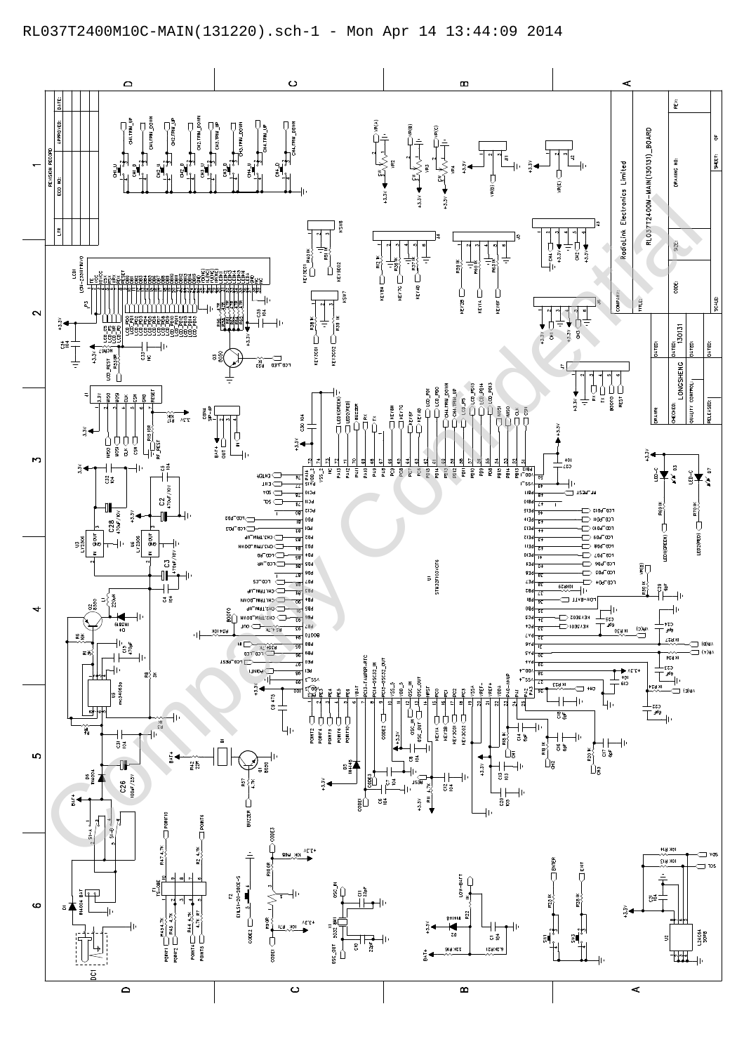RL037T2400M10C-MAIN(131220).sch-1 - Mon Apr 14 13:44:09 2014

| REVISION RECORD | | | |
|---|---|---|---|
| LTR | ECO NO. | APPROVED: | DATE: |

| | |
|---|---|
| COMPANY: | RadioLink Electronics Limited |
| TITLE: | RL037T2400M-MAIN(130131)_BOARD |
| DRAWN: | DATED: |
| CHECKED: LONGSHENG | DATED: 130131 |
| QUALITY CONTROL: | DATED: |
| RELEASED: | DATED: |
| CODE: | SIZE: |
| DRAWING NO: | REV: |
| SCALE: | SHEET: OF |

U1 STM32F103VCT6

LCD1 LCM-23581BVV0

U2 24C04

U3 LY2506

U5 mc34063a

U6 LY2506

Q1 8050

Q2 8550

Q3 8050

X1 32.768K

DC1

Company Confidential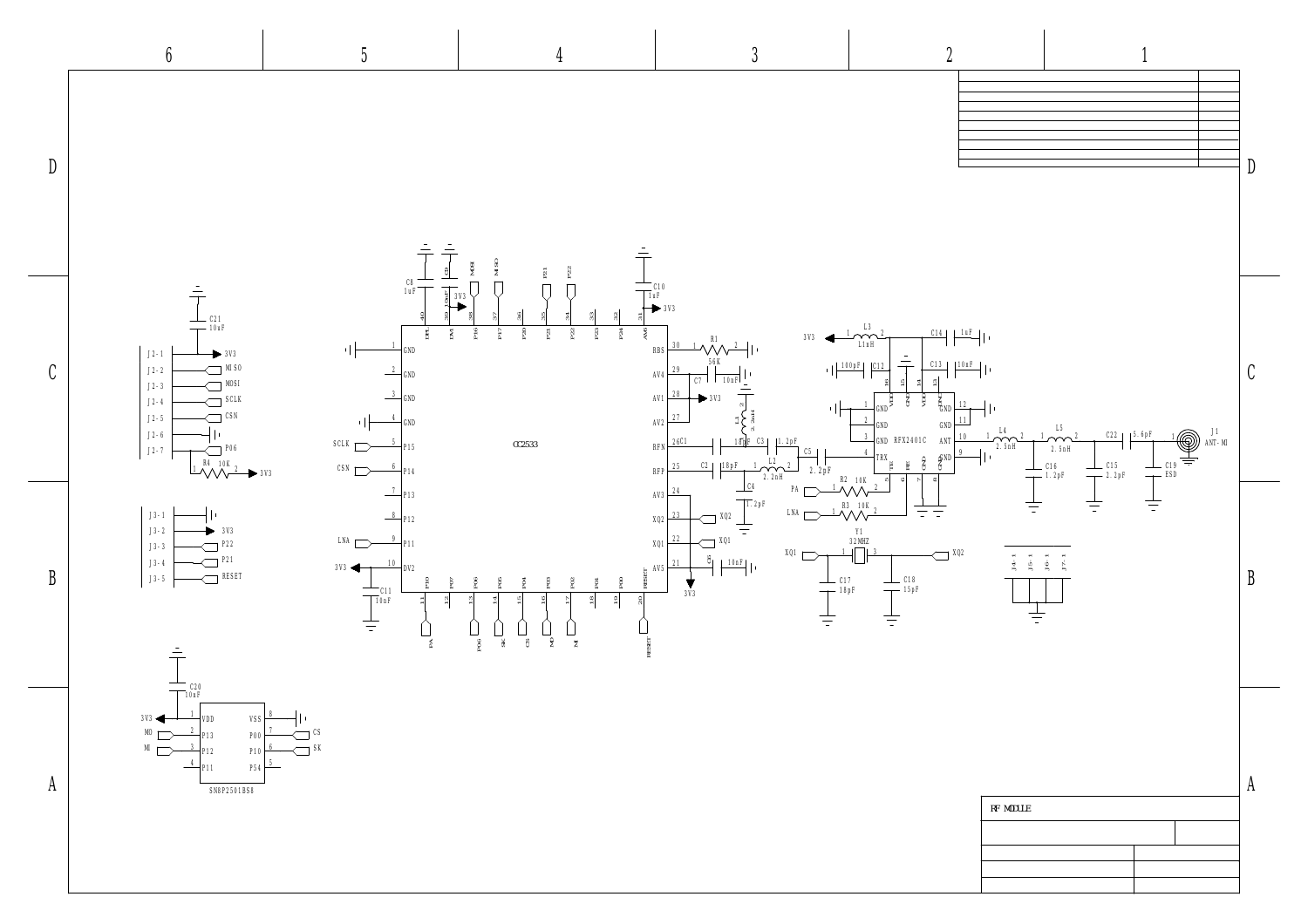RF MODULE